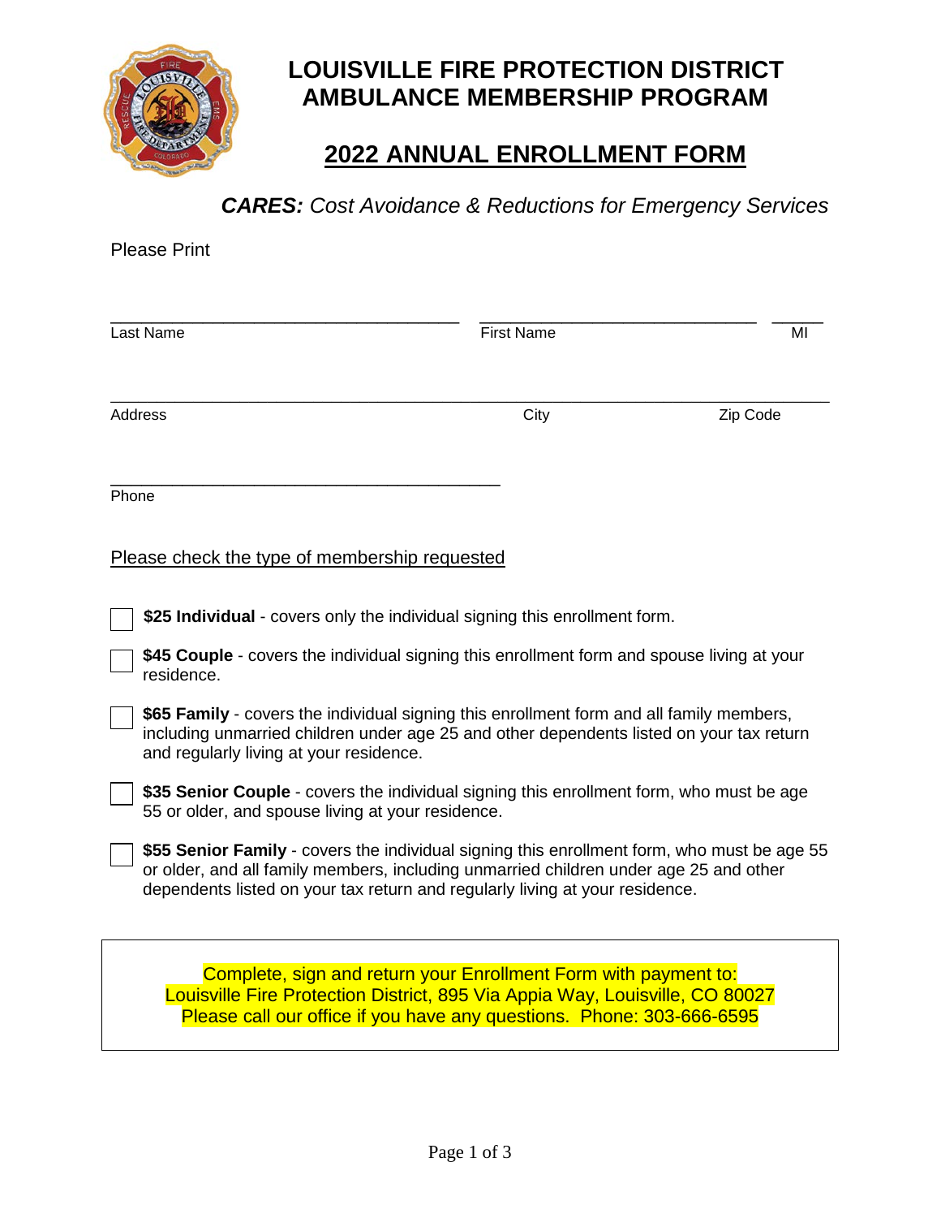# LOUISVILLE FIRE PROTECTION DISTRICT AMBULANCE MEMBERSHIP PROGRAM

## 2022 ANNUAL ENROLLMENT FORM

***CARES:*** *Cost Avoidance & Reductions for Emergency Services*

Please Print

\_\_\_\_\_\_\_\_\_\_\_\_\_\_\_\_\_\_\_\_\_\_\_\_\_\_\_\_\_\_ \_\_\_\_\_\_\_\_\_\_\_\_\_\_\_\_\_\_\_\_\_\_\_\_\_\_ \_\_\_\_\_
Last Name First Name MI

\_\_\_\_\_\_\_\_\_\_\_\_\_\_\_\_\_\_\_\_\_\_\_\_\_\_\_\_\_\_\_\_\_\_\_\_\_\_\_\_\_\_\_\_\_\_\_\_\_\_\_\_\_\_\_\_\_\_\_\_\_\_
Address City Zip Code

\_\_\_\_\_\_\_\_\_\_\_\_\_\_\_\_\_\_\_\_\_\_\_\_\_\_\_\_\_\_\_\_\_\_
Phone

Please check the type of membership requested

- ☐ **$25 Individual** - covers only the individual signing this enrollment form.
- ☐ **$45 Couple** - covers the individual signing this enrollment form and spouse living at your residence.
- ☐ **$65 Family** - covers the individual signing this enrollment form and all family members, including unmarried children under age 25 and other dependents listed on your tax return and regularly living at your residence.
- ☐ **$35 Senior Couple** - covers the individual signing this enrollment form, who must be age 55 or older, and spouse living at your residence.
- ☐ **$55 Senior Family** - covers the individual signing this enrollment form, who must be age 55 or older, and all family members, including unmarried children under age 25 and other dependents listed on your tax return and regularly living at your residence.

Complete, sign and return your Enrollment Form with payment to:
Louisville Fire Protection District, 895 Via Appia Way, Louisville, CO 80027
Please call our office if you have any questions. Phone: 303-666-6595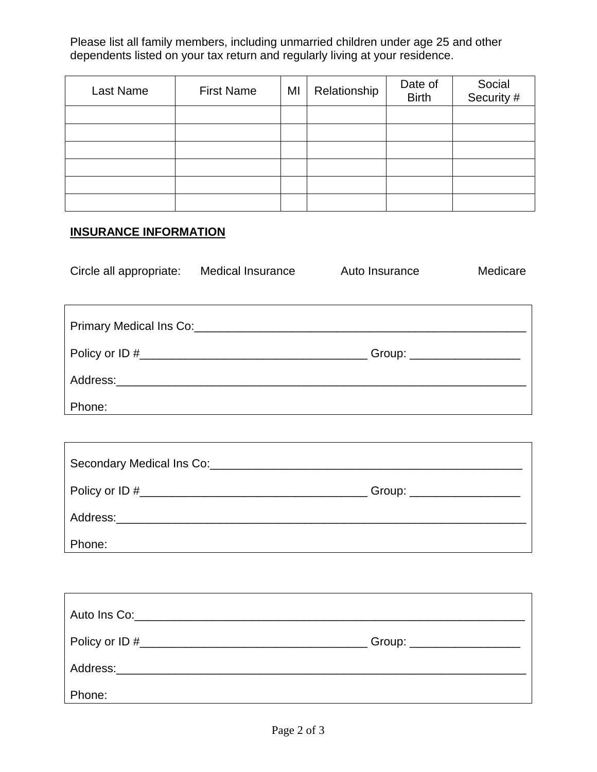Please list all family members, including unmarried children under age 25 and other dependents listed on your tax return and regularly living at your residence.

| Last Name | First Name | MI | Relationship | Date of Birth | Social Security # |
|---|---|---|---|---|---|
| | | | | | |
| | | | | | |
| | | | | | |
| | | | | | |
| | | | | | |
| | | | | | |

**INSURANCE INFORMATION**

Circle all appropriate: Medical Insurance Auto Insurance Medicare

Primary Medical Ins Co:_____________________________________________________

Policy or ID #___________________________________ Group: ________________

Address:_______________________________________________________________

Phone:

Secondary Medical Ins Co:__________________________________________________

Policy or ID #___________________________________ Group: ________________

Address:_______________________________________________________________

Phone:

Auto Ins Co:____________________________________________________________

Policy or ID #___________________________________ Group: ________________

Address:_______________________________________________________________

Phone: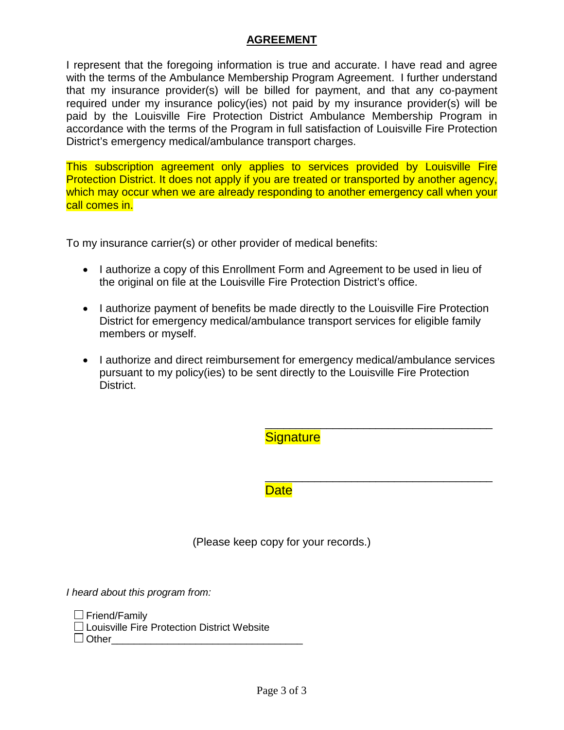## AGREEMENT

I represent that the foregoing information is true and accurate. I have read and agree with the terms of the Ambulance Membership Program Agreement. I further understand that my insurance provider(s) will be billed for payment, and that any co-payment required under my insurance policy(ies) not paid by my insurance provider(s) will be paid by the Louisville Fire Protection District Ambulance Membership Program in accordance with the terms of the Program in full satisfaction of Louisville Fire Protection District's emergency medical/ambulance transport charges.

This subscription agreement only applies to services provided by Louisville Fire Protection District. It does not apply if you are treated or transported by another agency, which may occur when we are already responding to another emergency call when your call comes in.

To my insurance carrier(s) or other provider of medical benefits:

- I authorize a copy of this Enrollment Form and Agreement to be used in lieu of the original on file at the Louisville Fire Protection District's office.
- I authorize payment of benefits be made directly to the Louisville Fire Protection District for emergency medical/ambulance transport services for eligible family members or myself.
- I authorize and direct reimbursement for emergency medical/ambulance services pursuant to my policy(ies) to be sent directly to the Louisville Fire Protection District.

____________________________________
Signature

____________________________________
Date

(Please keep copy for your records.)

*I heard about this program from:*

☐ Friend/Family
☐ Louisville Fire Protection District Website
☐ Other________________________________